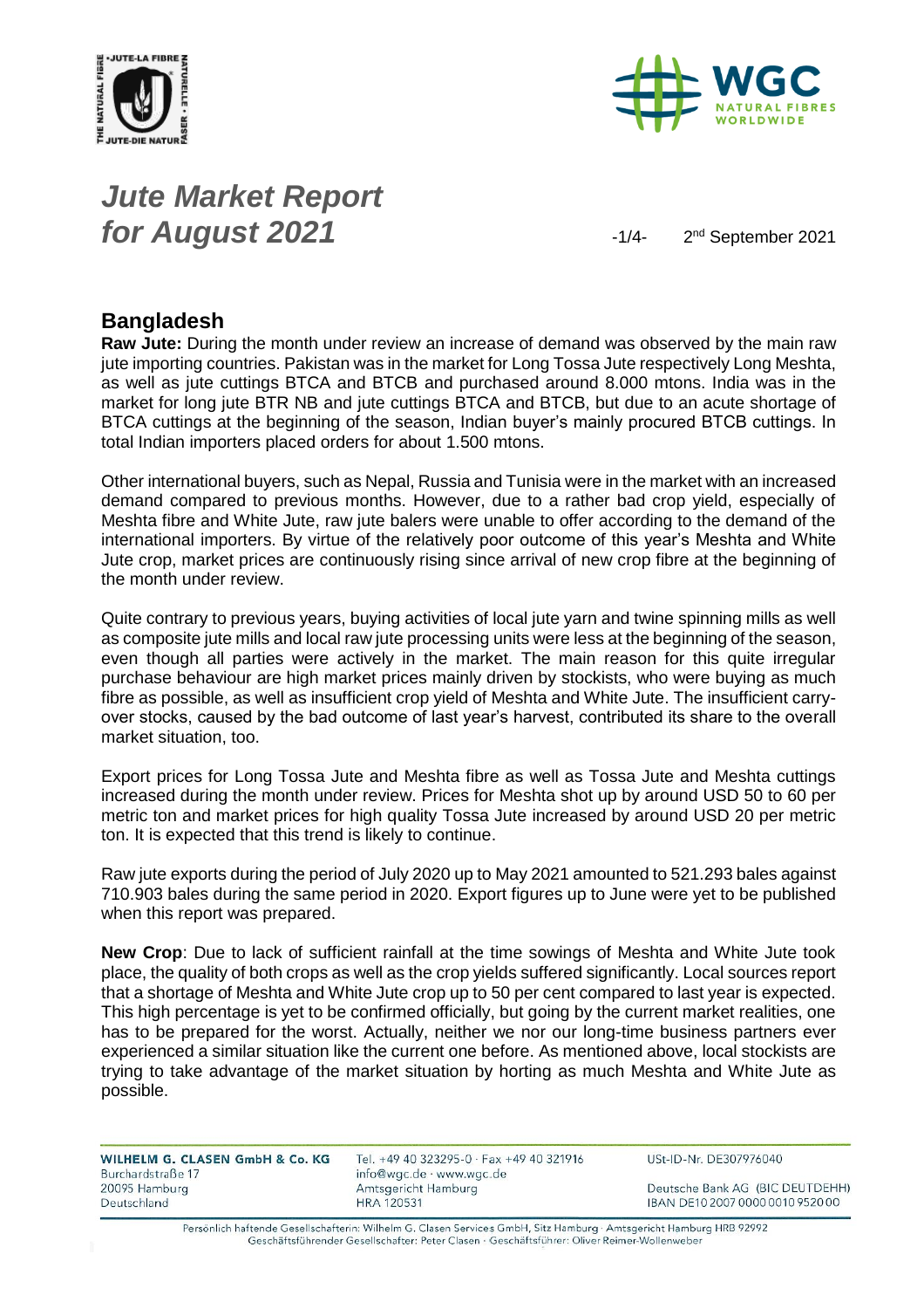# *Jute Market Report for August 2021*

2nd September 2021

## Bangladesh

**Raw Jute:** During the month under review an increase of demand was observed by the main raw jute importing countries. Pakistan was in the market for Long Tossa Jute respectively Long Meshta, as well as jute cuttings BTCA and BTCB and purchased around 8.000 mtons. India was in the market for long jute BTR NB and jute cuttings BTCA and BTCB, but due to an acute shortage of BTCA cuttings at the beginning of the season, Indian buyer's mainly procured BTCB cuttings. In total Indian importers placed orders for about 1.500 mtons.

Other international buyers, such as Nepal, Russia and Tunisia were in the market with an increased demand compared to previous months. However, due to a rather bad crop yield, especially of Meshta fibre and White Jute, raw jute balers were unable to offer according to the demand of the international importers. By virtue of the relatively poor outcome of this year's Meshta and White Jute crop, market prices are continuously rising since arrival of new crop fibre at the beginning of the month under review.

Quite contrary to previous years, buying activities of local jute yarn and twine spinning mills as well as composite jute mills and local raw jute processing units were less at the beginning of the season, even though all parties were actively in the market. The main reason for this quite irregular purchase behaviour are high market prices mainly driven by stockists, who were buying as much fibre as possible, as well as insufficient crop yield of Meshta and White Jute. The insufficient carry-over stocks, caused by the bad outcome of last year's harvest, contributed its share to the overall market situation, too.

Export prices for Long Tossa Jute and Meshta fibre as well as Tossa Jute and Meshta cuttings increased during the month under review. Prices for Meshta shot up by around USD 50 to 60 per metric ton and market prices for high quality Tossa Jute increased by around USD 20 per metric ton. It is expected that this trend is likely to continue.

Raw jute exports during the period of July 2020 up to May 2021 amounted to 521.293 bales against 710.903 bales during the same period in 2020. Export figures up to June were yet to be published when this report was prepared.

**New Crop**: Due to lack of sufficient rainfall at the time sowings of Meshta and White Jute took place, the quality of both crops as well as the crop yields suffered significantly. Local sources report that a shortage of Meshta and White Jute crop up to 50 per cent compared to last year is expected. This high percentage is yet to be confirmed officially, but going by the current market realities, one has to be prepared for the worst. Actually, neither we nor our long-time business partners ever experienced a similar situation like the current one before. As mentioned above, local stockists are trying to take advantage of the market situation by horting as much Meshta and White Jute as possible.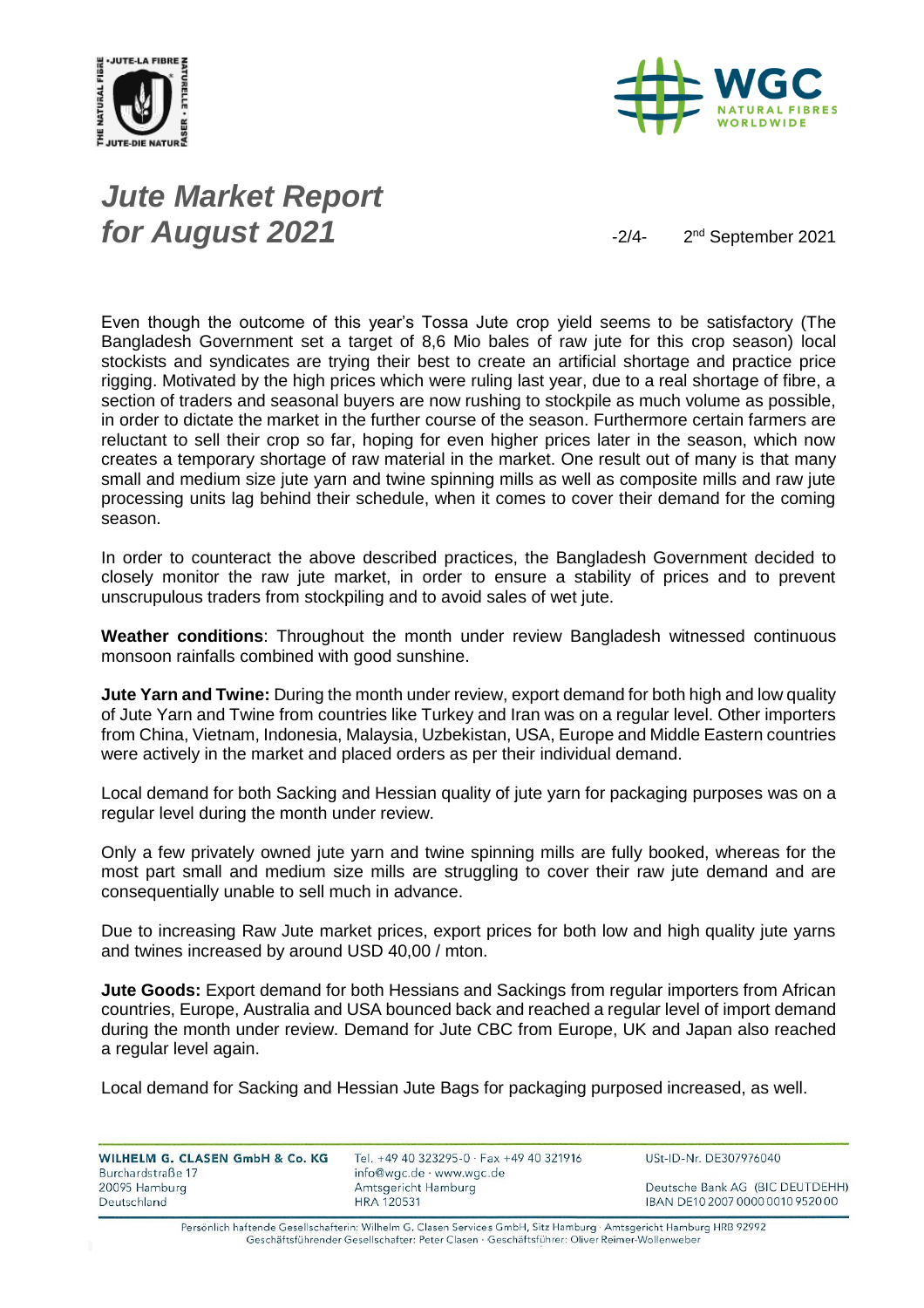# *Jute Market Report for August 2021*

2nd September 2021

Even though the outcome of this year's Tossa Jute crop yield seems to be satisfactory (The Bangladesh Government set a target of 8,6 Mio bales of raw jute for this crop season) local stockists and syndicates are trying their best to create an artificial shortage and practice price rigging. Motivated by the high prices which were ruling last year, due to a real shortage of fibre, a section of traders and seasonal buyers are now rushing to stockpile as much volume as possible, in order to dictate the market in the further course of the season. Furthermore certain farmers are reluctant to sell their crop so far, hoping for even higher prices later in the season, which now creates a temporary shortage of raw material in the market. One result out of many is that many small and medium size jute yarn and twine spinning mills as well as composite mills and raw jute processing units lag behind their schedule, when it comes to cover their demand for the coming season.

In order to counteract the above described practices, the Bangladesh Government decided to closely monitor the raw jute market, in order to ensure a stability of prices and to prevent unscrupulous traders from stockpiling and to avoid sales of wet jute.

**Weather conditions**: Throughout the month under review Bangladesh witnessed continuous monsoon rainfalls combined with good sunshine.

**Jute Yarn and Twine:** During the month under review, export demand for both high and low quality of Jute Yarn and Twine from countries like Turkey and Iran was on a regular level. Other importers from China, Vietnam, Indonesia, Malaysia, Uzbekistan, USA, Europe and Middle Eastern countries were actively in the market and placed orders as per their individual demand.

Local demand for both Sacking and Hessian quality of jute yarn for packaging purposes was on a regular level during the month under review.

Only a few privately owned jute yarn and twine spinning mills are fully booked, whereas for the most part small and medium size mills are struggling to cover their raw jute demand and are consequentially unable to sell much in advance.

Due to increasing Raw Jute market prices, export prices for both low and high quality jute yarns and twines increased by around USD 40,00 / mton.

**Jute Goods:** Export demand for both Hessians and Sackings from regular importers from African countries, Europe, Australia and USA bounced back and reached a regular level of import demand during the month under review. Demand for Jute CBC from Europe, UK and Japan also reached a regular level again.

Local demand for Sacking and Hessian Jute Bags for packaging purposed increased, as well.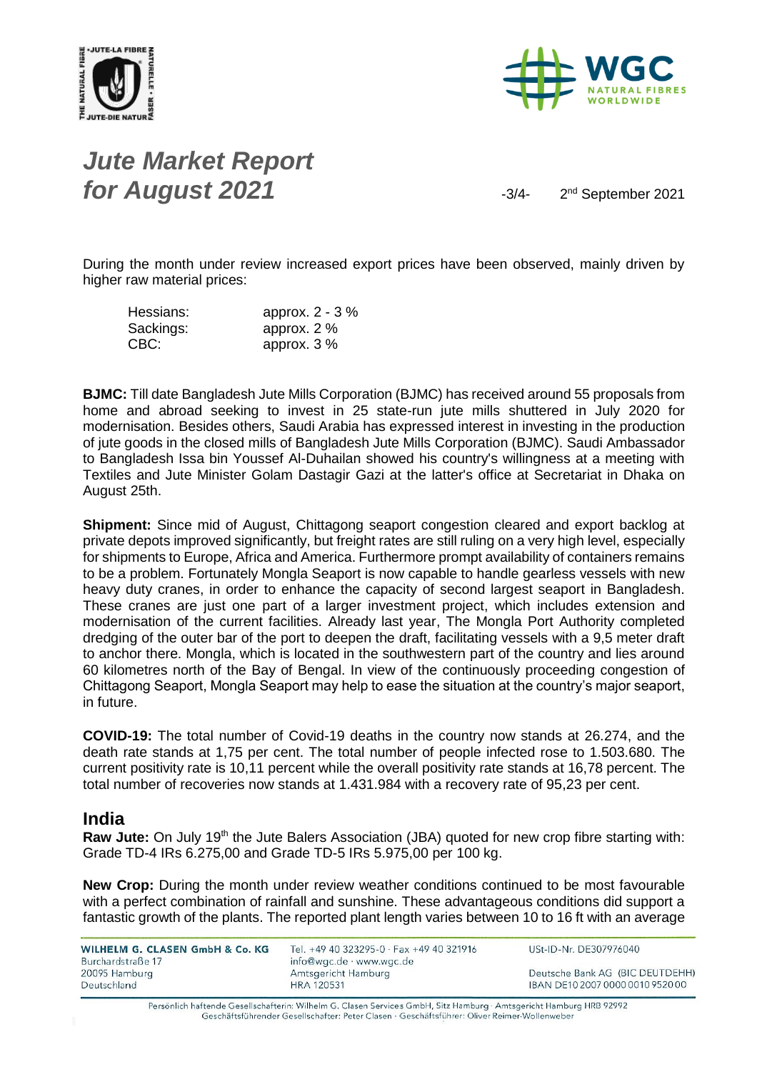# *Jute Market Report for August 2021*

2nd September 2021

During the month under review increased export prices have been observed, mainly driven by higher raw material prices:

| | |
|---|---|
| Hessians: | approx. 2 - 3 % |
| Sackings: | approx. 2 % |
| CBC: | approx. 3 % |

**BJMC:** Till date Bangladesh Jute Mills Corporation (BJMC) has received around 55 proposals from home and abroad seeking to invest in 25 state-run jute mills shuttered in July 2020 for modernisation. Besides others, Saudi Arabia has expressed interest in investing in the production of jute goods in the closed mills of Bangladesh Jute Mills Corporation (BJMC). Saudi Ambassador to Bangladesh Issa bin Youssef Al-Duhailan showed his country's willingness at a meeting with Textiles and Jute Minister Golam Dastagir Gazi at the latter's office at Secretariat in Dhaka on August 25th.

**Shipment:** Since mid of August, Chittagong seaport congestion cleared and export backlog at private depots improved significantly, but freight rates are still ruling on a very high level, especially for shipments to Europe, Africa and America. Furthermore prompt availability of containers remains to be a problem. Fortunately Mongla Seaport is now capable to handle gearless vessels with new heavy duty cranes, in order to enhance the capacity of second largest seaport in Bangladesh. These cranes are just one part of a larger investment project, which includes extension and modernisation of the current facilities. Already last year, The Mongla Port Authority completed dredging of the outer bar of the port to deepen the draft, facilitating vessels with a 9,5 meter draft to anchor there. Mongla, which is located in the southwestern part of the country and lies around 60 kilometres north of the Bay of Bengal. In view of the continuously proceeding congestion of Chittagong Seaport, Mongla Seaport may help to ease the situation at the country's major seaport, in future.

**COVID-19:** The total number of Covid-19 deaths in the country now stands at 26.274, and the death rate stands at 1,75 per cent. The total number of people infected rose to 1.503.680. The current positivity rate is 10,11 percent while the overall positivity rate stands at 16,78 percent. The total number of recoveries now stands at 1.431.984 with a recovery rate of 95,23 per cent.

## India

**Raw Jute:** On July 19th the Jute Balers Association (JBA) quoted for new crop fibre starting with: Grade TD-4 IRs 6.275,00 and Grade TD-5 IRs 5.975,00 per 100 kg.

**New Crop:** During the month under review weather conditions continued to be most favourable with a perfect combination of rainfall and sunshine. These advantageous conditions did support a fantastic growth of the plants. The reported plant length varies between 10 to 16 ft with an average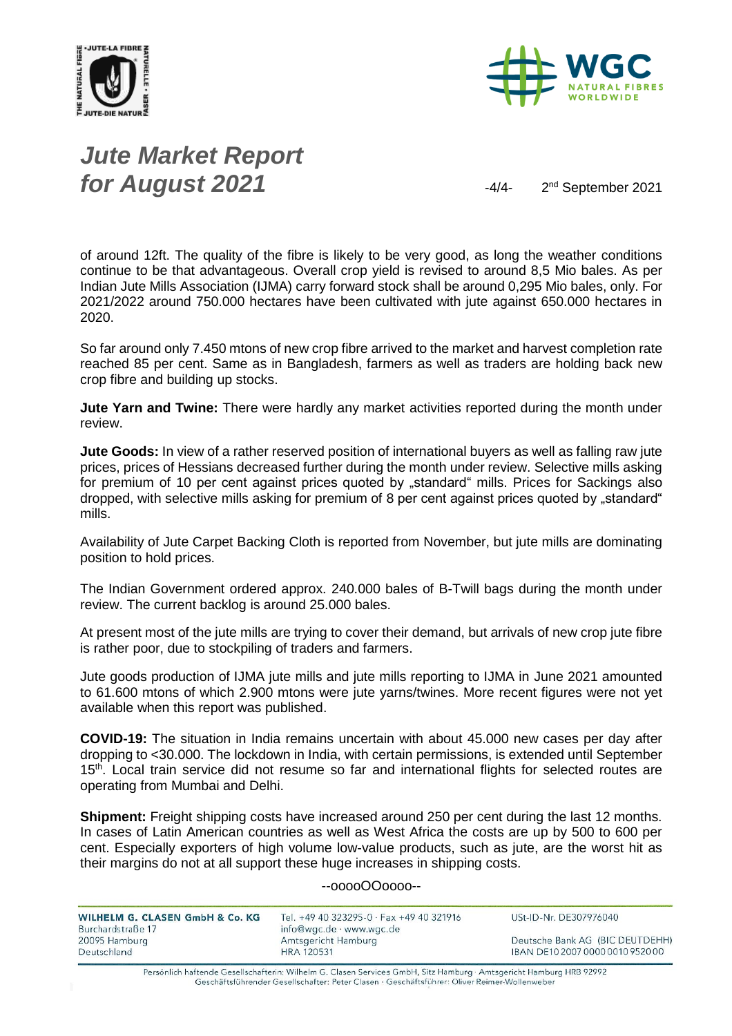of around 12ft. The quality of the fibre is likely to be very good, as long the weather conditions continue to be that advantageous. Overall crop yield is revised to around 8,5 Mio bales. As per Indian Jute Mills Association (IJMA) carry forward stock shall be around 0,295 Mio bales, only. For 2021/2022 around 750.000 hectares have been cultivated with jute against 650.000 hectares in 2020.

So far around only 7.450 mtons of new crop fibre arrived to the market and harvest completion rate reached 85 per cent. Same as in Bangladesh, farmers as well as traders are holding back new crop fibre and building up stocks.

**Jute Yarn and Twine:** There were hardly any market activities reported during the month under review.

**Jute Goods:** In view of a rather reserved position of international buyers as well as falling raw jute prices, prices of Hessians decreased further during the month under review. Selective mills asking for premium of 10 per cent against prices quoted by „standard" mills. Prices for Sackings also dropped, with selective mills asking for premium of 8 per cent against prices quoted by „standard" mills.

Availability of Jute Carpet Backing Cloth is reported from November, but jute mills are dominating position to hold prices.

The Indian Government ordered approx. 240.000 bales of B-Twill bags during the month under review. The current backlog is around 25.000 bales.

At present most of the jute mills are trying to cover their demand, but arrivals of new crop jute fibre is rather poor, due to stockpiling of traders and farmers.

Jute goods production of IJMA jute mills and jute mills reporting to IJMA in June 2021 amounted to 61.600 mtons of which 2.900 mtons were jute yarns/twines. More recent figures were not yet available when this report was published.

**COVID-19:** The situation in India remains uncertain with about 45.000 new cases per day after dropping to <30.000. The lockdown in India, with certain permissions, is extended until September 15th. Local train service did not resume so far and international flights for selected routes are operating from Mumbai and Delhi.

**Shipment:** Freight shipping costs have increased around 250 per cent during the last 12 months. In cases of Latin American countries as well as West Africa the costs are up by 500 to 600 per cent. Especially exporters of high volume low-value products, such as jute, are the worst hit as their margins do not at all support these huge increases in shipping costs.

--ooooOOoooo--